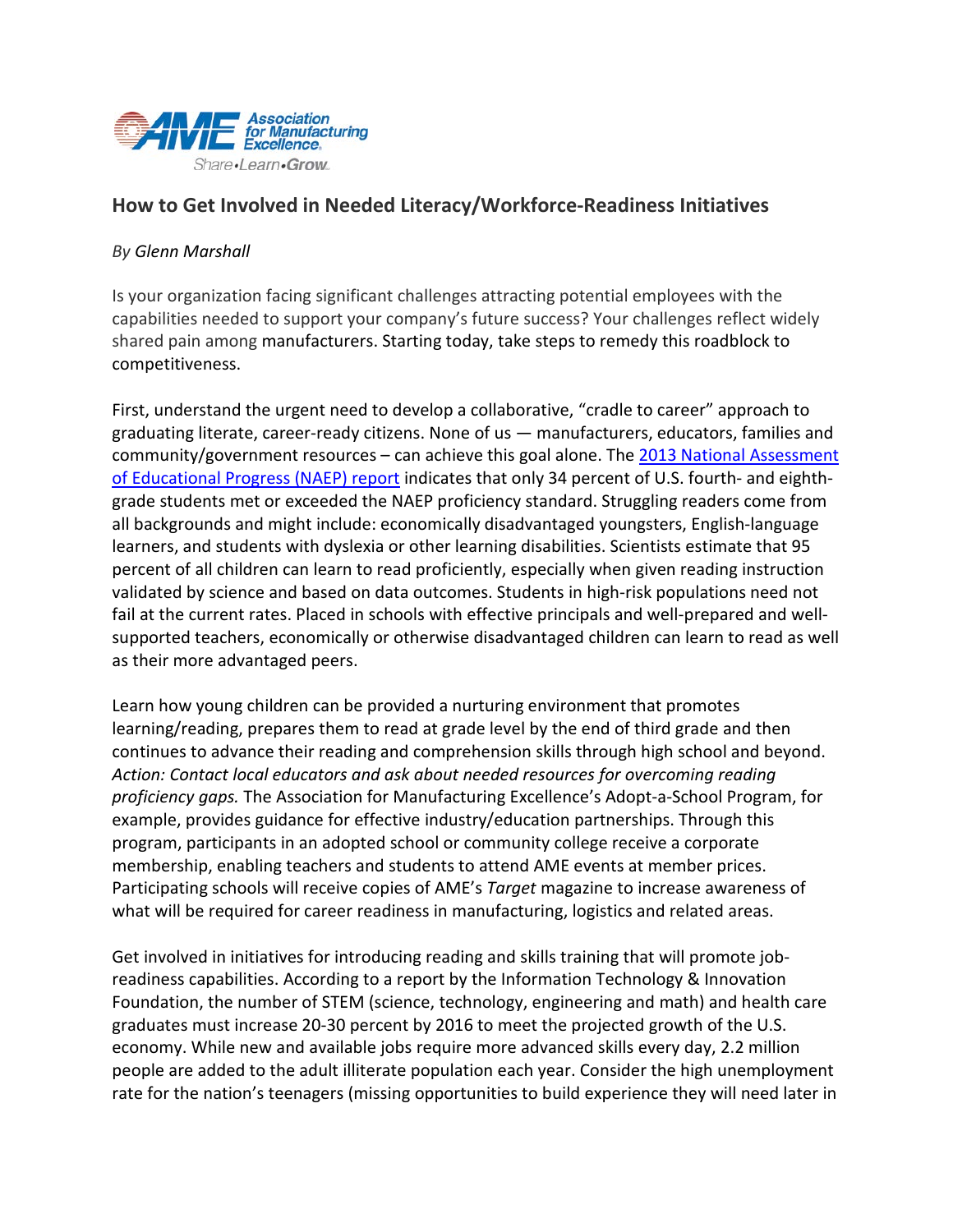# How to Get Involved in Needed Literacy/Workforce-Readiness Initiatives

*By Glenn Marshall*

Is your organization facing significant challenges attracting potential employees with the capabilities needed to support your company's future success? Your challenges reflect widely shared pain among manufacturers. Starting today, take steps to remedy this roadblock to competitiveness.

First, understand the urgent need to develop a collaborative, "cradle to career" approach to graduating literate, career-ready citizens. None of us — manufacturers, educators, families and community/government resources – can achieve this goal alone. The [2013 National Assessment of Educational Progress (NAEP) report](#) indicates that only 34 percent of U.S. fourth- and eighth-grade students met or exceeded the NAEP proficiency standard. Struggling readers come from all backgrounds and might include: economically disadvantaged youngsters, English-language learners, and students with dyslexia or other learning disabilities. Scientists estimate that 95 percent of all children can learn to read proficiently, especially when given reading instruction validated by science and based on data outcomes. Students in high-risk populations need not fail at the current rates. Placed in schools with effective principals and well-prepared and well-supported teachers, economically or otherwise disadvantaged children can learn to read as well as their more advantaged peers.

Learn how young children can be provided a nurturing environment that promotes learning/reading, prepares them to read at grade level by the end of third grade and then continues to advance their reading and comprehension skills through high school and beyond. *Action: Contact local educators and ask about needed resources for overcoming reading proficiency gaps.* The Association for Manufacturing Excellence's Adopt-a-School Program, for example, provides guidance for effective industry/education partnerships. Through this program, participants in an adopted school or community college receive a corporate membership, enabling teachers and students to attend AME events at member prices. Participating schools will receive copies of AME's *Target* magazine to increase awareness of what will be required for career readiness in manufacturing, logistics and related areas.

Get involved in initiatives for introducing reading and skills training that will promote job-readiness capabilities. According to a report by the Information Technology & Innovation Foundation, the number of STEM (science, technology, engineering and math) and health care graduates must increase 20-30 percent by 2016 to meet the projected growth of the U.S. economy. While new and available jobs require more advanced skills every day, 2.2 million people are added to the adult illiterate population each year. Consider the high unemployment rate for the nation's teenagers (missing opportunities to build experience they will need later in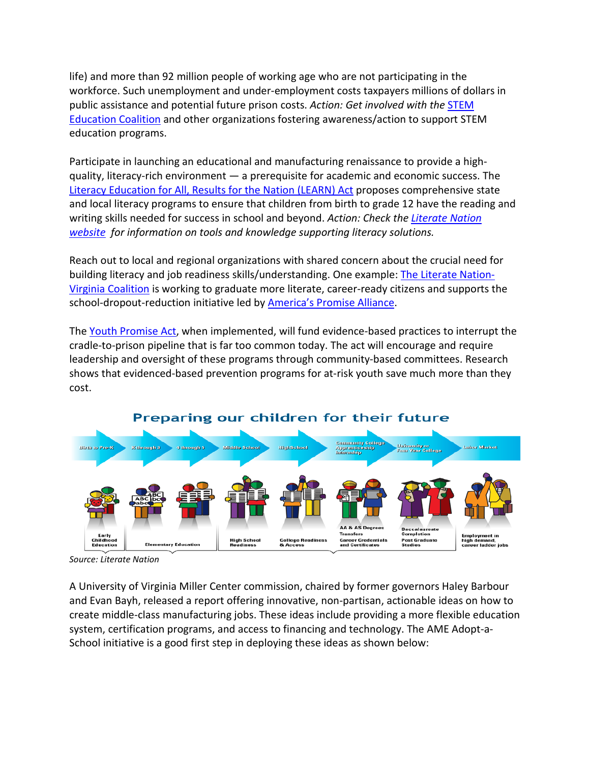life) and more than 92 million people of working age who are not participating in the workforce. Such unemployment and under-employment costs taxpayers millions of dollars in public assistance and potential future prison costs. *Action: Get involved with the* STEM Education Coalition and other organizations fostering awareness/action to support STEM education programs.

Participate in launching an educational and manufacturing renaissance to provide a high-quality, literacy-rich environment — a prerequisite for academic and economic success. The Literacy Education for All, Results for the Nation (LEARN) Act proposes comprehensive state and local literacy programs to ensure that children from birth to grade 12 have the reading and writing skills needed for success in school and beyond. *Action: Check the Literate Nation website for information on tools and knowledge supporting literacy solutions.*

Reach out to local and regional organizations with shared concern about the crucial need for building literacy and job readiness skills/understanding. One example: The Literate Nation-Virginia Coalition is working to graduate more literate, career-ready citizens and supports the school-dropout-reduction initiative led by America's Promise Alliance.

The Youth Promise Act, when implemented, will fund evidence-based practices to interrupt the cradle-to-prison pipeline that is far too common today. The act will encourage and require leadership and oversight of these programs through community-based committees. Research shows that evidenced-based prevention programs for at-risk youth save much more than they cost.

**Preparing our children for their future**

Birth to Pre-K → K through 3 → 4 through 5 → Middle School → High School → Community College Apprenticeship Internship → University or Four Year College → Labor Market

Early Childhood Education | Elementary Education | High School Readiness | College Readiness & Access | AA & AS Degrees Transfers Career Credentials and Certificates | Baccalaureate Completion Post Graduate Studies | Employment in high demand, career ladder jobs

*Source: Literate Nation*

A University of Virginia Miller Center commission, chaired by former governors Haley Barbour and Evan Bayh, released a report offering innovative, non-partisan, actionable ideas on how to create middle-class manufacturing jobs. These ideas include providing a more flexible education system, certification programs, and access to financing and technology. The AME Adopt-a-School initiative is a good first step in deploying these ideas as shown below: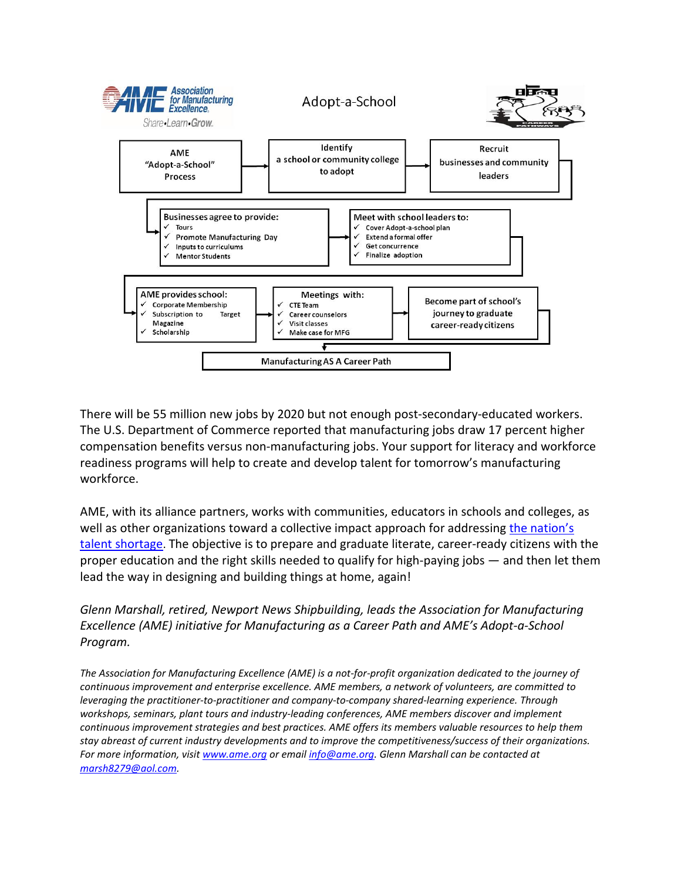Adopt-a-School

AME "Adopt-a-School" Process

Identify a school or community college to adopt

Recruit businesses and community leaders

Businesses agree to provide:
- ✓ Tours
- ✓ Promote Manufacturing Day
- ✓ Inputs to curriculums
- ✓ Mentor Students

Meet with school leaders to:
- ✓ Cover Adopt-a-school plan
- ✓ Extend a formal offer
- ✓ Get concurrence
- ✓ Finalize adoption

AME provides school:
- ✓ Corporate Membership
- ✓ Subscription to Target Magazine
- ✓ Scholarship

Meetings with:
- ✓ CTE Team
- ✓ Career counselors
- ✓ Visit classes
- ✓ Make case for MFG

Become part of school's journey to graduate career-ready citizens

Manufacturing AS A Career Path

There will be 55 million new jobs by 2020 but not enough post-secondary-educated workers. The U.S. Department of Commerce reported that manufacturing jobs draw 17 percent higher compensation benefits versus non-manufacturing jobs. Your support for literacy and workforce readiness programs will help to create and develop talent for tomorrow's manufacturing workforce.

AME, with its alliance partners, works with communities, educators in schools and colleges, as well as other organizations toward a collective impact approach for addressing the nation's talent shortage. The objective is to prepare and graduate literate, career-ready citizens with the proper education and the right skills needed to qualify for high-paying jobs — and then let them lead the way in designing and building things at home, again!

*Glenn Marshall, retired, Newport News Shipbuilding, leads the Association for Manufacturing Excellence (AME) initiative for Manufacturing as a Career Path and AME's Adopt-a-School Program.*

*The Association for Manufacturing Excellence (AME) is a not-for-profit organization dedicated to the journey of continuous improvement and enterprise excellence. AME members, a network of volunteers, are committed to leveraging the practitioner-to-practitioner and company-to-company shared-learning experience. Through workshops, seminars, plant tours and industry-leading conferences, AME members discover and implement continuous improvement strategies and best practices. AME offers its members valuable resources to help them stay abreast of current industry developments and to improve the competitiveness/success of their organizations. For more information, visit www.ame.org or email info@ame.org. Glenn Marshall can be contacted at marsh8279@aol.com.*